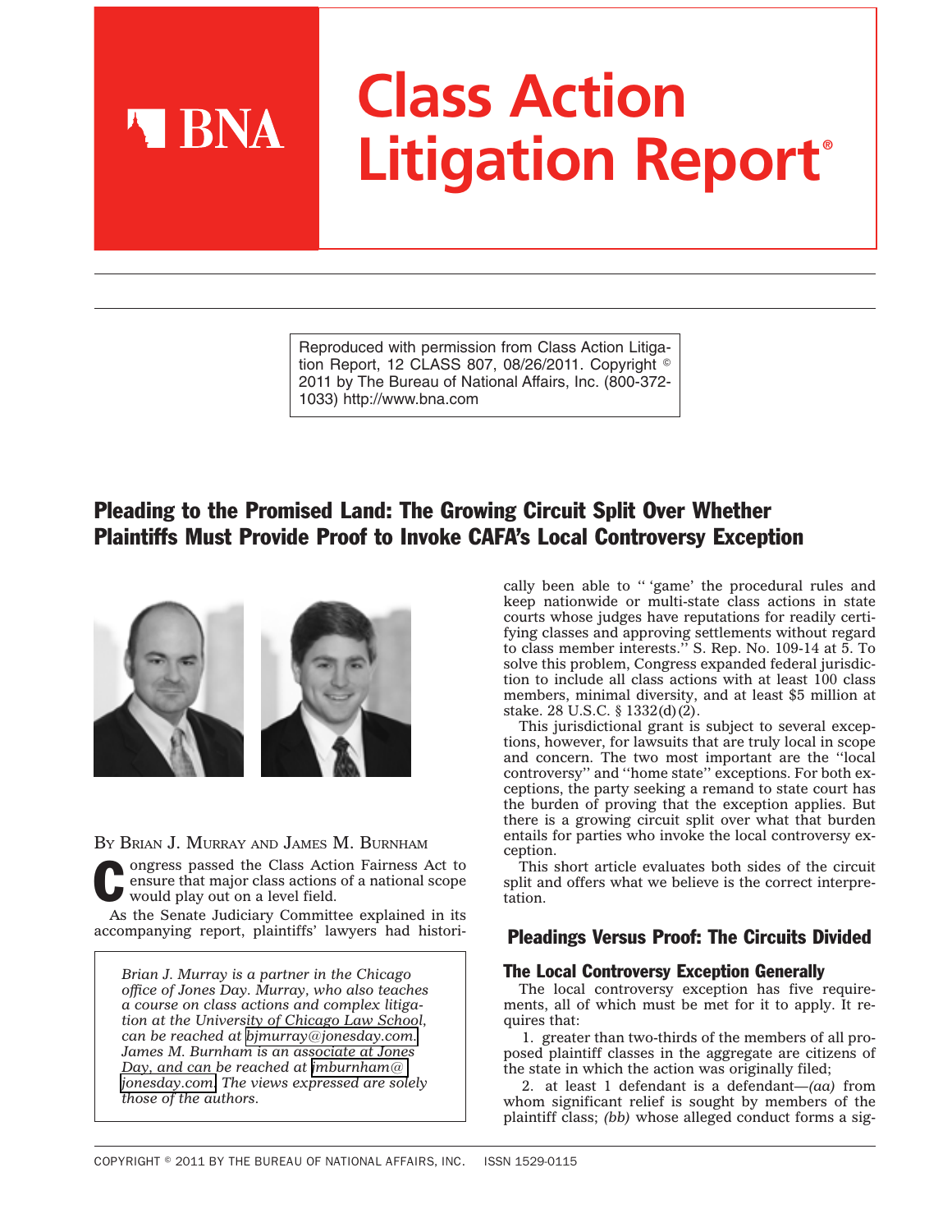# Class Action Litigation Report®

Reproduced with permission from Class Action Litigation Report, 12 CLASS 807, 08/26/2011. Copyright © 2011 by The Bureau of National Affairs, Inc. (800-372-1033) http://www.bna.com

## Pleading to the Promised Land: The Growing Circuit Split Over Whether Plaintiffs Must Provide Proof to Invoke CAFA's Local Controversy Exception

BY BRIAN J. MURRAY AND JAMES M. BURNHAM

Congress passed the Class Action Fairness Act to ensure that major class actions of a national scope would play out on a level field.

As the Senate Judiciary Committee explained in its accompanying report, plaintiffs' lawyers had historically been able to " 'game' the procedural rules and keep nationwide or multi-state class actions in state courts whose judges have reputations for readily certifying classes and approving settlements without regard to class member interests.'' S. Rep. No. 109-14 at 5. To solve this problem, Congress expanded federal jurisdiction to include all class actions with at least 100 class members, minimal diversity, and at least $5 million at stake. 28 U.S.C. § 1332(d)(2).

This jurisdictional grant is subject to several exceptions, however, for lawsuits that are truly local in scope and concern. The two most important are the ''local controversy'' and ''home state'' exceptions. For both exceptions, the party seeking a remand to state court has the burden of proving that the exception applies. But there is a growing circuit split over what that burden entails for parties who invoke the local controversy exception.

This short article evaluates both sides of the circuit split and offers what we believe is the correct interpretation.

*Brian J. Murray is a partner in the Chicago office of Jones Day. Murray, who also teaches a course on class actions and complex litigation at the University of Chicago Law School, can be reached at bjmurray@jonesday.com. James M. Burnham is an associate at Jones Day, and can be reached at jmburnham@jonesday.com. The views expressed are solely those of the authors.*

## Pleadings Versus Proof: The Circuits Divided

### The Local Controversy Exception Generally

The local controversy exception has five requirements, all of which must be met for it to apply. It requires that:

1. greater than two-thirds of the members of all proposed plaintiff classes in the aggregate are citizens of the state in which the action was originally filed;

2. at least 1 defendant is a defendant—*(aa)* from whom significant relief is sought by members of the plaintiff class; *(bb)* whose alleged conduct forms a sig-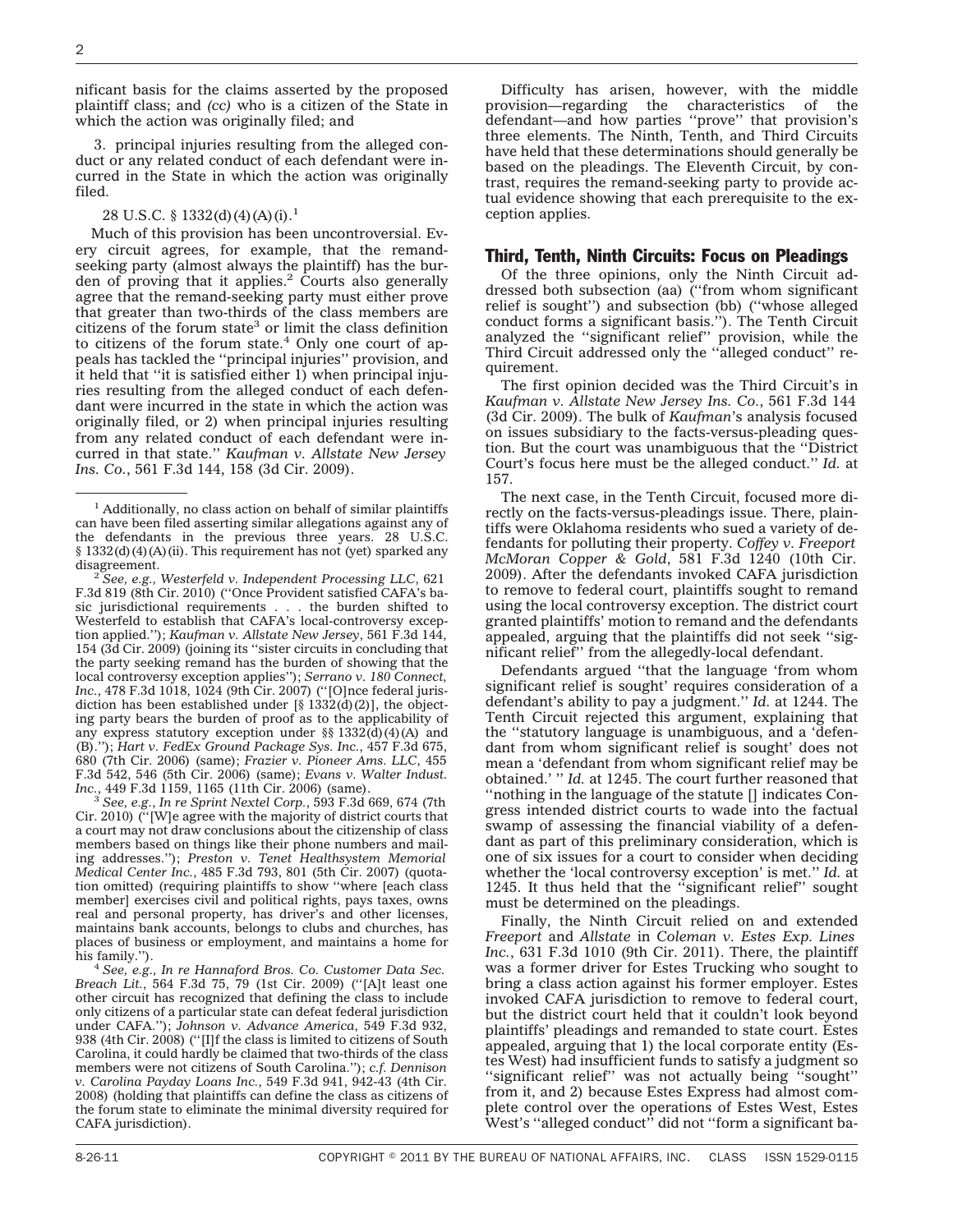nificant basis for the claims asserted by the proposed plaintiff class; and *(cc)* who is a citizen of the State in which the action was originally filed; and

3. principal injuries resulting from the alleged conduct or any related conduct of each defendant were incurred in the State in which the action was originally filed.

28 U.S.C. § 1332(d)(4)(A)(i).[1]

Much of this provision has been uncontroversial. Every circuit agrees, for example, that the remand-seeking party (almost always the plaintiff) has the burden of proving that it applies.[2] Courts also generally agree that the remand-seeking party must either prove that greater than two-thirds of the class members are citizens of the forum state[3] or limit the class definition to citizens of the forum state.[4] Only one court of appeals has tackled the "principal injuries" provision, and it held that "it is satisfied either 1) when principal injuries resulting from the alleged conduct of each defendant were incurred in the state in which the action was originally filed, or 2) when principal injuries resulting from any related conduct of each defendant were incurred in that state." *Kaufman v. Allstate New Jersey Ins. Co.*, 561 F.3d 144, 158 (3d Cir. 2009).

Difficulty has arisen, however, with the middle provision—regarding the characteristics of the defendant—and how parties "prove" that provision's three elements. The Ninth, Tenth, and Third Circuits have held that these determinations should generally be based on the pleadings. The Eleventh Circuit, by contrast, requires the remand-seeking party to provide actual evidence showing that each prerequisite to the exception applies.

## Third, Tenth, Ninth Circuits: Focus on Pleadings

Of the three opinions, only the Ninth Circuit addressed both subsection (aa) ("from whom significant relief is sought") and subsection (bb) ("whose alleged conduct forms a significant basis."). The Tenth Circuit analyzed the "significant relief" provision, while the Third Circuit addressed only the "alleged conduct" requirement.

The first opinion decided was the Third Circuit's in *Kaufman v. Allstate New Jersey Ins. Co.*, 561 F.3d 144 (3d Cir. 2009). The bulk of *Kaufman*'s analysis focused on issues subsidiary to the facts-versus-pleading question. But the court was unambiguous that the "District Court's focus here must be the alleged conduct." *Id.* at 157.

The next case, in the Tenth Circuit, focused more directly on the facts-versus-pleadings issue. There, plaintiffs were Oklahoma residents who sued a variety of defendants for polluting their property. *Coffey v. Freeport McMoran Copper & Gold*, 581 F.3d 1240 (10th Cir. 2009). After the defendants invoked CAFA jurisdiction to remove to federal court, plaintiffs sought to remand using the local controversy exception. The district court granted plaintiffs' motion to remand and the defendants appealed, arguing that the plaintiffs did not seek "significant relief" from the allegedly-local defendant.

Defendants argued "that the language 'from whom significant relief is sought' requires consideration of a defendant's ability to pay a judgment." *Id.* at 1244. The Tenth Circuit rejected this argument, explaining that the "statutory language is unambiguous, and a 'defendant from whom significant relief is sought' does not mean a 'defendant from whom significant relief may be obtained.' " *Id.* at 1245. The court further reasoned that "nothing in the language of the statute [] indicates Congress intended district courts to wade into the factual swamp of assessing the financial viability of a defendant as part of this preliminary consideration, which is one of six issues for a court to consider when deciding whether the 'local controversy exception' is met." *Id.* at 1245. It thus held that the "significant relief" sought must be determined on the pleadings.

Finally, the Ninth Circuit relied on and extended *Freeport* and *Allstate* in *Coleman v. Estes Exp. Lines Inc.*, 631 F.3d 1010 (9th Cir. 2011). There, the plaintiff was a former driver for Estes Trucking who sought to bring a class action against his former employer. Estes invoked CAFA jurisdiction to remove to federal court, but the district court held that it couldn't look beyond plaintiffs' pleadings and remanded to state court. Estes appealed, arguing that 1) the local corporate entity (Estes West) had insufficient funds to satisfy a judgment so "significant relief" was not actually being "sought" from it, and 2) because Estes Express had almost complete control over the operations of Estes West, Estes West's "alleged conduct" did not "form a significant ba-

---

[1] Additionally, no class action on behalf of similar plaintiffs can have been filed asserting similar allegations against any of the defendants in the previous three years. 28 U.S.C. § 1332(d)(4)(A)(ii). This requirement has not (yet) sparked any disagreement.

[2] *See, e.g., Westerfeld v. Independent Processing LLC*, 621 F.3d 819 (8th Cir. 2010) ("Once Provident satisfied CAFA's basic jurisdictional requirements . . . the burden shifted to Westerfeld to establish that CAFA's local-controversy exception applied."); *Kaufman v. Allstate New Jersey*, 561 F.3d 144, 154 (3d Cir. 2009) (joining its "sister circuits in concluding that the party seeking remand has the burden of showing that the local controversy exception applies"); *Serrano v. 180 Connect, Inc.*, 478 F.3d 1018, 1024 (9th Cir. 2007) ("[O]nce federal jurisdiction has been established under [§ 1332(d)(2)], the objecting party bears the burden of proof as to the applicability of any express statutory exception under §§ 1332(d)(4)(A) and (B)."); *Hart v. FedEx Ground Package Sys. Inc.*, 457 F.3d 675, 680 (7th Cir. 2006) (same); *Frazier v. Pioneer Ams. LLC*, 455 F.3d 542, 546 (5th Cir. 2006) (same); *Evans v. Walter Indust. Inc.*, 449 F.3d 1159, 1165 (11th Cir. 2006) (same).

[3] *See, e.g., In re Sprint Nextel Corp.*, 593 F.3d 669, 674 (7th Cir. 2010) ("[W]e agree with the majority of district courts that a court may not draw conclusions about the citizenship of class members based on things like their phone numbers and mailing addresses."); *Preston v. Tenet Healthsystem Memorial Medical Center Inc.*, 485 F.3d 793, 801 (5th Cir. 2007) (quotation omitted) (requiring plaintiffs to show "where [each class member] exercises civil and political rights, pays taxes, owns real and personal property, has driver's and other licenses, maintains bank accounts, belongs to clubs and churches, has places of business or employment, and maintains a home for his family.").

[4] *See, e.g., In re Hannaford Bros. Co. Customer Data Sec. Breach Lit.*, 564 F.3d 75, 79 (1st Cir. 2009) ("[A]t least one other circuit has recognized that defining the class to include only citizens of a particular state can defeat federal jurisdiction under CAFA."); *Johnson v. Advance America*, 549 F.3d 932, 938 (4th Cir. 2008) ("[I]f the class is limited to citizens of South Carolina, it could hardly be claimed that two-thirds of the class members were not citizens of South Carolina."); *c.f. Dennison v. Carolina Payday Loans Inc.*, 549 F.3d 941, 942-43 (4th Cir. 2008) (holding that plaintiffs can define the class as citizens of the forum state to eliminate the minimal diversity required for CAFA jurisdiction).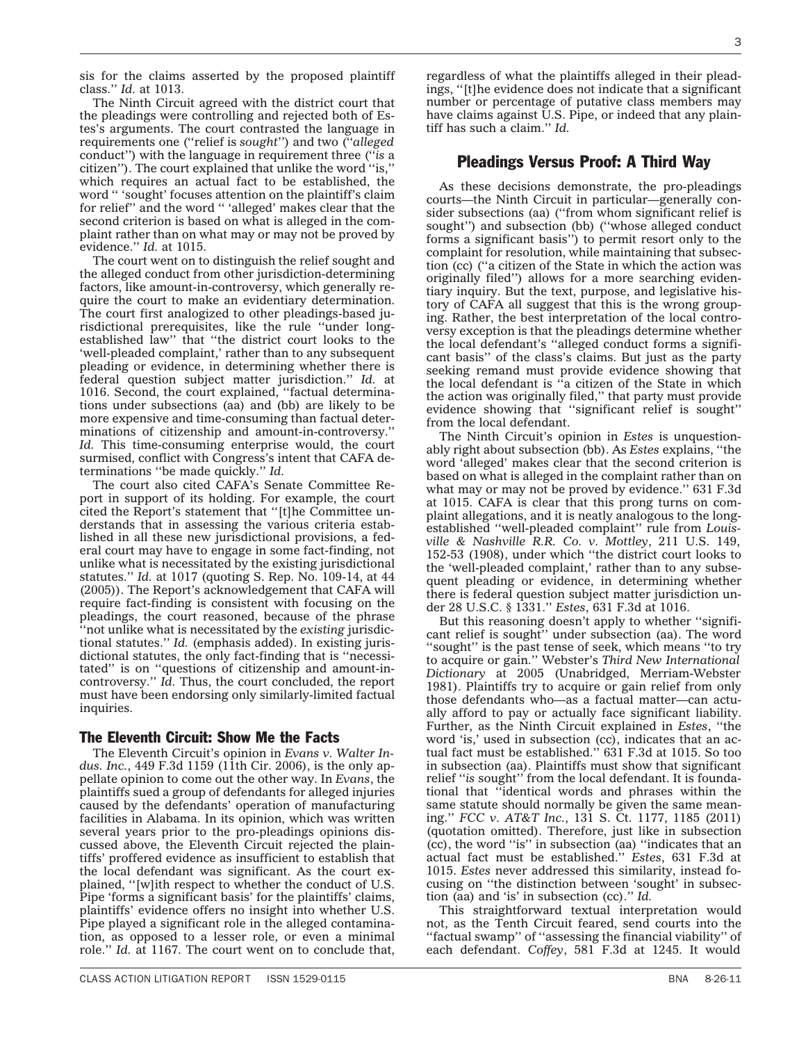sis for the claims asserted by the proposed plaintiff class.'' *Id.* at 1013.

The Ninth Circuit agreed with the district court that the pleadings were controlling and rejected both of Estes's arguments. The court contrasted the language in requirements one (''relief is *sought*'') and two (''*alleged* conduct'') with the language in requirement three (''*is* a citizen''). The court explained that unlike the word ''is,'' which requires an actual fact to be established, the word '' 'sought' focuses attention on the plaintiff's claim for relief'' and the word '' 'alleged' makes clear that the second criterion is based on what is alleged in the complaint rather than on what may or may not be proved by evidence.'' *Id.* at 1015.

The court went on to distinguish the relief sought and the alleged conduct from other jurisdiction-determining factors, like amount-in-controversy, which generally require the court to make an evidentiary determination. The court first analogized to other pleadings-based jurisdictional prerequisites, like the rule ''under long-established law'' that ''the district court looks to the 'well-pleaded complaint,' rather than to any subsequent pleading or evidence, in determining whether there is federal question subject matter jurisdiction.'' *Id.* at 1016. Second, the court explained, ''factual determinations under subsections (aa) and (bb) are likely to be more expensive and time-consuming than factual determinations of citizenship and amount-in-controversy.'' *Id.* This time-consuming enterprise would, the court surmised, conflict with Congress's intent that CAFA determinations ''be made quickly.'' *Id.*

The court also cited CAFA's Senate Committee Report in support of its holding. For example, the court cited the Report's statement that ''[t]he Committee understands that in assessing the various criteria established in all these new jurisdictional provisions, a federal court may have to engage in some fact-finding, not unlike what is necessitated by the existing jurisdictional statutes.'' *Id.* at 1017 (quoting S. Rep. No. 109-14, at 44 (2005)). The Report's acknowledgement that CAFA will require fact-finding is consistent with focusing on the pleadings, the court reasoned, because of the phrase ''not unlike what is necessitated by the *existing* jurisdictional statutes.'' *Id.* (emphasis added). In existing jurisdictional statutes, the only fact-finding that is ''necessitated'' is on ''questions of citizenship and amount-in-controversy.'' *Id.* Thus, the court concluded, the report must have been endorsing only similarly-limited factual inquiries.

## The Eleventh Circuit: Show Me the Facts

The Eleventh Circuit's opinion in *Evans v. Walter Indus. Inc.*, 449 F.3d 1159 (11th Cir. 2006), is the only appellate opinion to come out the other way. In *Evans*, the plaintiffs sued a group of defendants for alleged injuries caused by the defendants' operation of manufacturing facilities in Alabama. In its opinion, which was written several years prior to the pro-pleadings opinions discussed above, the Eleventh Circuit rejected the plaintiffs' proffered evidence as insufficient to establish that the local defendant was significant. As the court explained, ''[w]ith respect to whether the conduct of U.S. Pipe 'forms a significant basis' for the plaintiffs' claims, plaintiffs' evidence offers no insight into whether U.S. Pipe played a significant role in the alleged contamination, as opposed to a lesser role, or even a minimal role.'' *Id.* at 1167. The court went on to conclude that, regardless of what the plaintiffs alleged in their pleadings, ''[t]he evidence does not indicate that a significant number or percentage of putative class members may have claims against U.S. Pipe, or indeed that any plaintiff has such a claim.'' *Id.*

## Pleadings Versus Proof: A Third Way

As these decisions demonstrate, the pro-pleadings courts—the Ninth Circuit in particular—generally consider subsections (aa) (''from whom significant relief is sought'') and subsection (bb) (''whose alleged conduct forms a significant basis'') to permit resort only to the complaint for resolution, while maintaining that subsection (cc) (''a citizen of the State in which the action was originally filed'') allows for a more searching evidentiary inquiry. But the text, purpose, and legislative history of CAFA all suggest that this is the wrong grouping. Rather, the best interpretation of the local controversy exception is that the pleadings determine whether the local defendant's ''alleged conduct forms a significant basis'' of the class's claims. But just as the party seeking remand must provide evidence showing that the local defendant is ''a citizen of the State in which the action was originally filed,'' that party must provide evidence showing that ''significant relief is sought'' from the local defendant.

The Ninth Circuit's opinion in *Estes* is unquestionably right about subsection (bb). As *Estes* explains, ''the word 'alleged' makes clear that the second criterion is based on what is alleged in the complaint rather than on what may or may not be proved by evidence.'' 631 F.3d at 1015. CAFA is clear that this prong turns on complaint allegations, and it is neatly analogous to the long-established ''well-pleaded complaint'' rule from *Louisville & Nashville R.R. Co. v. Mottley*, 211 U.S. 149, 152-53 (1908), under which ''the district court looks to the 'well-pleaded complaint,' rather than to any subsequent pleading or evidence, in determining whether there is federal question subject matter jurisdiction under 28 U.S.C. § 1331.'' *Estes*, 631 F.3d at 1016.

But this reasoning doesn't apply to whether ''significant relief is sought'' under subsection (aa). The word ''sought'' is the past tense of seek, which means ''to try to acquire or gain.'' Webster's *Third New International Dictionary* at 2005 (Unabridged, Merriam-Webster 1981). Plaintiffs try to acquire or gain relief from only those defendants who—as a factual matter—can actually afford to pay or actually face significant liability. Further, as the Ninth Circuit explained in *Estes*, ''the word 'is,' used in subsection (cc), indicates that an actual fact must be established.'' 631 F.3d at 1015. So too in subsection (aa). Plaintiffs must show that significant relief ''*is* sought'' from the local defendant. It is foundational that ''identical words and phrases within the same statute should normally be given the same meaning.'' *FCC v. AT&T Inc.*, 131 S. Ct. 1177, 1185 (2011) (quotation omitted). Therefore, just like in subsection (cc), the word ''is'' in subsection (aa) ''indicates that an actual fact must be established.'' *Estes*, 631 F.3d at 1015. *Estes* never addressed this similarity, instead focusing on ''the distinction between 'sought' in subsection (aa) and 'is' in subsection (cc).'' *Id.*

This straightforward textual interpretation would not, as the Tenth Circuit feared, send courts into the ''factual swamp'' of ''assessing the financial viability'' of each defendant. *Coffey*, 581 F.3d at 1245. It would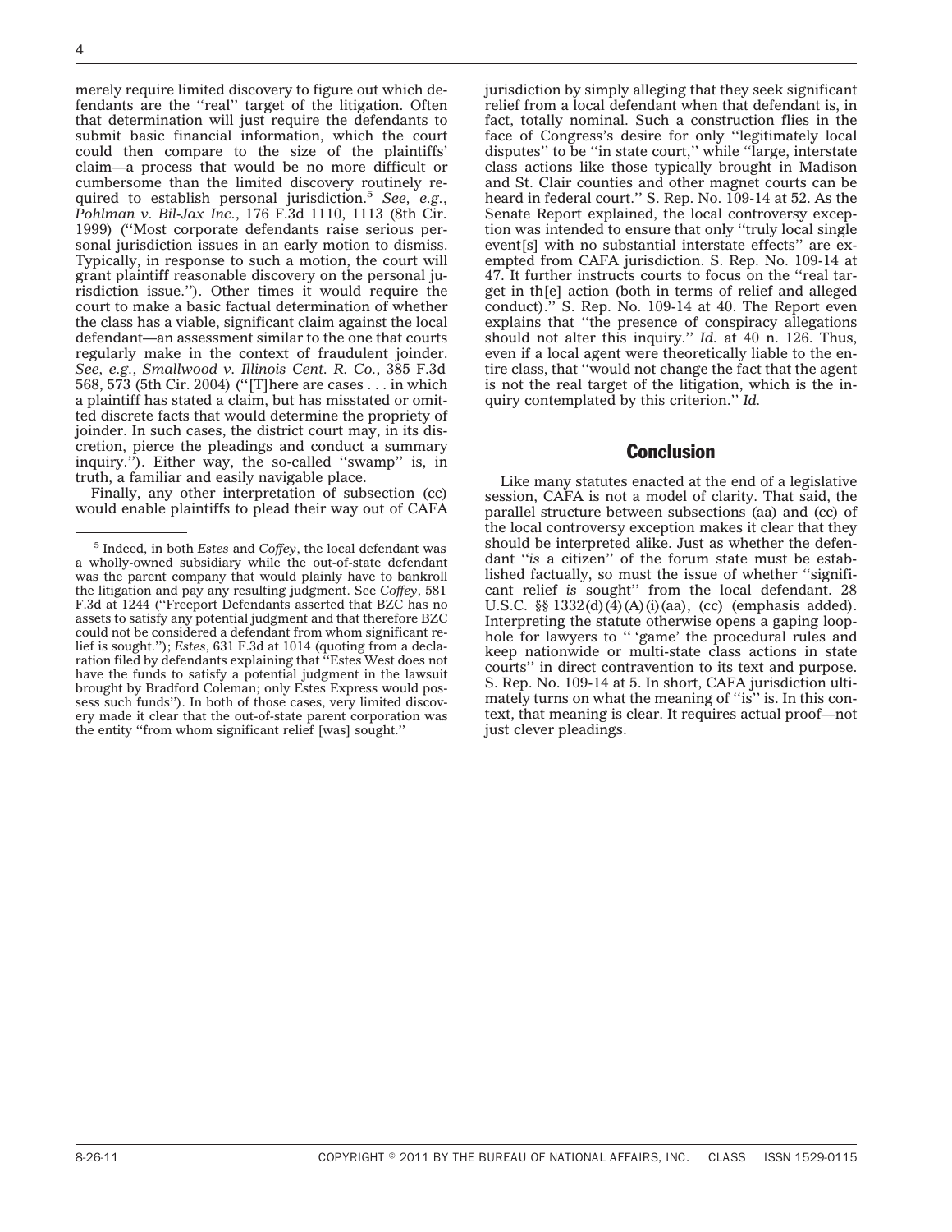merely require limited discovery to figure out which defendants are the ''real'' target of the litigation. Often that determination will just require the defendants to submit basic financial information, which the court could then compare to the size of the plaintiffs' claim—a process that would be no more difficult or cumbersome than the limited discovery routinely required to establish personal jurisdiction.[5] *See, e.g.*, *Pohlman v. Bil-Jax Inc.*, 176 F.3d 1110, 1113 (8th Cir. 1999) (''Most corporate defendants raise serious personal jurisdiction issues in an early motion to dismiss. Typically, in response to such a motion, the court will grant plaintiff reasonable discovery on the personal jurisdiction issue.''). Other times it would require the court to make a basic factual determination of whether the class has a viable, significant claim against the local defendant—an assessment similar to the one that courts regularly make in the context of fraudulent joinder. *See, e.g.*, *Smallwood v. Illinois Cent. R. Co.*, 385 F.3d 568, 573 (5th Cir. 2004) (''[T]here are cases . . . in which a plaintiff has stated a claim, but has misstated or omitted discrete facts that would determine the propriety of joinder. In such cases, the district court may, in its discretion, pierce the pleadings and conduct a summary inquiry.''). Either way, the so-called ''swamp'' is, in truth, a familiar and easily navigable place.

Finally, any other interpretation of subsection (cc) would enable plaintiffs to plead their way out of CAFA jurisdiction by simply alleging that they seek significant relief from a local defendant when that defendant is, in fact, totally nominal. Such a construction flies in the face of Congress's desire for only ''legitimately local disputes'' to be ''in state court,'' while ''large, interstate class actions like those typically brought in Madison and St. Clair counties and other magnet courts can be heard in federal court.'' S. Rep. No. 109-14 at 52. As the Senate Report explained, the local controversy exception was intended to ensure that only ''truly local single event[s] with no substantial interstate effects'' are exempted from CAFA jurisdiction. S. Rep. No. 109-14 at 47. It further instructs courts to focus on the ''real target in th[e] action (both in terms of relief and alleged conduct).'' S. Rep. No. 109-14 at 40. The Report even explains that ''the presence of conspiracy allegations should not alter this inquiry.'' *Id.* at 40 n. 126. Thus, even if a local agent were theoretically liable to the entire class, that ''would not change the fact that the agent is not the real target of the litigation, which is the inquiry contemplated by this criterion.'' *Id.*

## Conclusion

Like many statutes enacted at the end of a legislative session, CAFA is not a model of clarity. That said, the parallel structure between subsections (aa) and (cc) of the local controversy exception makes it clear that they should be interpreted alike. Just as whether the defendant ''*is* a citizen'' of the forum state must be established factually, so must the issue of whether ''significant relief *is* sought'' from the local defendant. 28 U.S.C. §§ 1332(d)(4)(A)(i)(aa), (cc) (emphasis added). Interpreting the statute otherwise opens a gaping loophole for lawyers to '' 'game' the procedural rules and keep nationwide or multi-state class actions in state courts'' in direct contravention to its text and purpose. S. Rep. No. 109-14 at 5. In short, CAFA jurisdiction ultimately turns on what the meaning of ''is'' is. In this context, that meaning is clear. It requires actual proof—not just clever pleadings.

---

[5] Indeed, in both *Estes* and *Coffey*, the local defendant was a wholly-owned subsidiary while the out-of-state defendant was the parent company that would plainly have to bankroll the litigation and pay any resulting judgment. See *Coffey*, 581 F.3d at 1244 (''Freeport Defendants asserted that BZC has no assets to satisfy any potential judgment and that therefore BZC could not be considered a defendant from whom significant relief is sought.''); *Estes*, 631 F.3d at 1014 (quoting from a declaration filed by defendants explaining that ''Estes West does not have the funds to satisfy a potential judgment in the lawsuit brought by Bradford Coleman; only Estes Express would possess such funds''). In both of those cases, very limited discovery made it clear that the out-of-state parent corporation was the entity ''from whom significant relief [was] sought.''